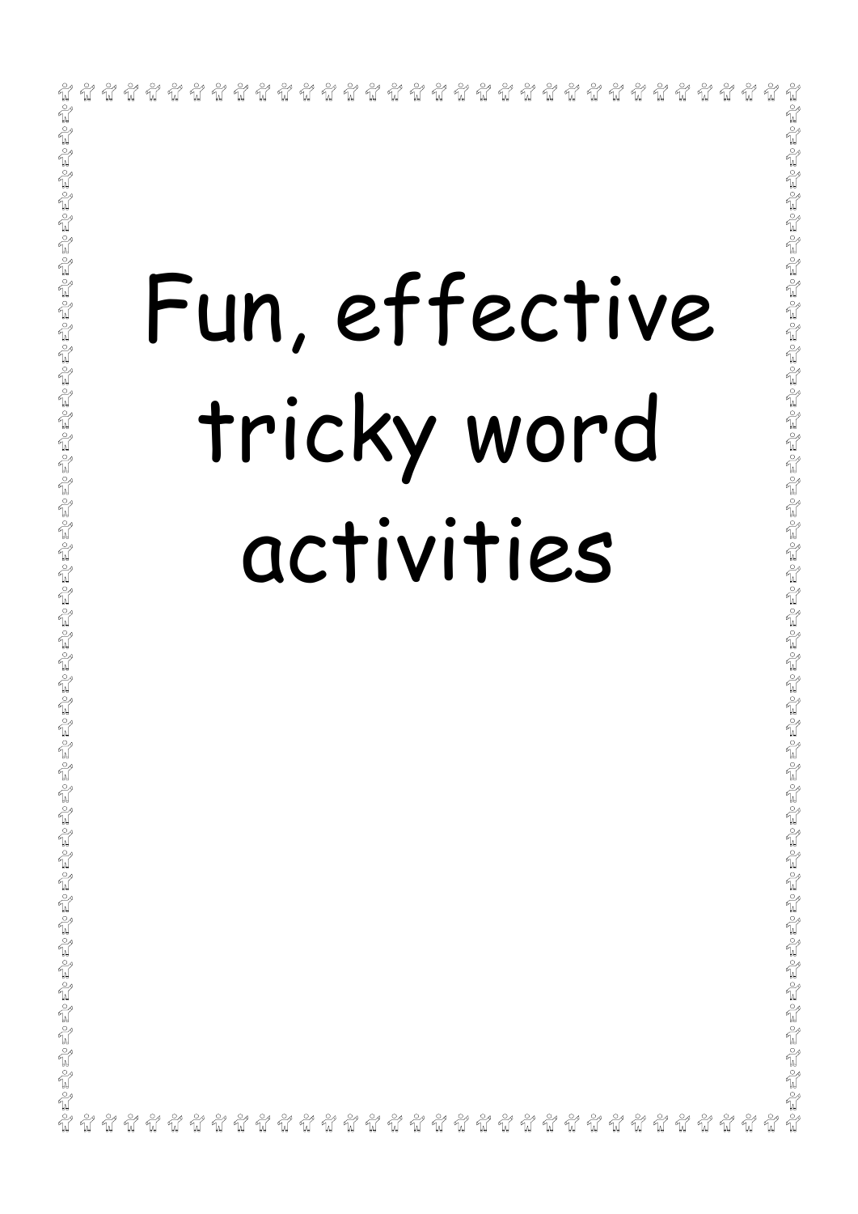# Fun, effective tricky word activities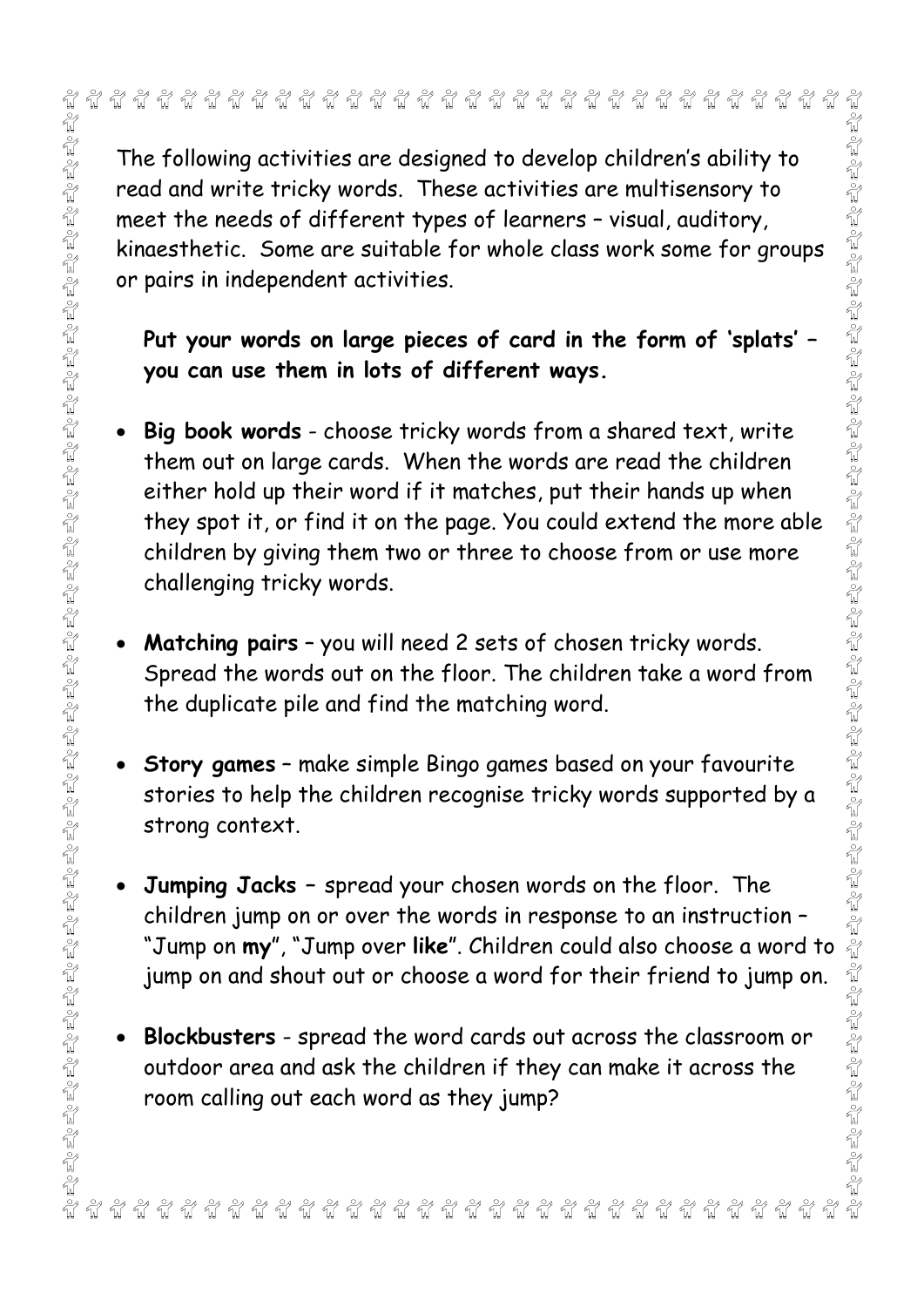The following activities are designed to develop children's ability to read and write tricky words. These activities are multisensory to meet the needs of different types of learners – visual, auditory, kinaesthetic. Some are suitable for whole class work some for groups or pairs in independent activities.

**Put your words on large pieces of card in the form of 'splats' – you can use them in lots of different ways.**

- **Big book words** - choose tricky words from a shared text, write them out on large cards. When the words are read the children either hold up their word if it matches, put their hands up when they spot it, or find it on the page. You could extend the more able children by giving them two or three to choose from or use more challenging tricky words.
- **Matching pairs** – you will need 2 sets of chosen tricky words. Spread the words out on the floor. The children take a word from the duplicate pile and find the matching word.
- **Story games** – make simple Bingo games based on your favourite stories to help the children recognise tricky words supported by a strong context.
- **Jumping Jacks –** spread your chosen words on the floor. The children jump on or over the words in response to an instruction – "Jump on **my**", "Jump over **like**". Children could also choose a word to jump on and shout out or choose a word for their friend to jump on.
- **Blockbusters** - spread the word cards out across the classroom or outdoor area and ask the children if they can make it across the room calling out each word as they jump?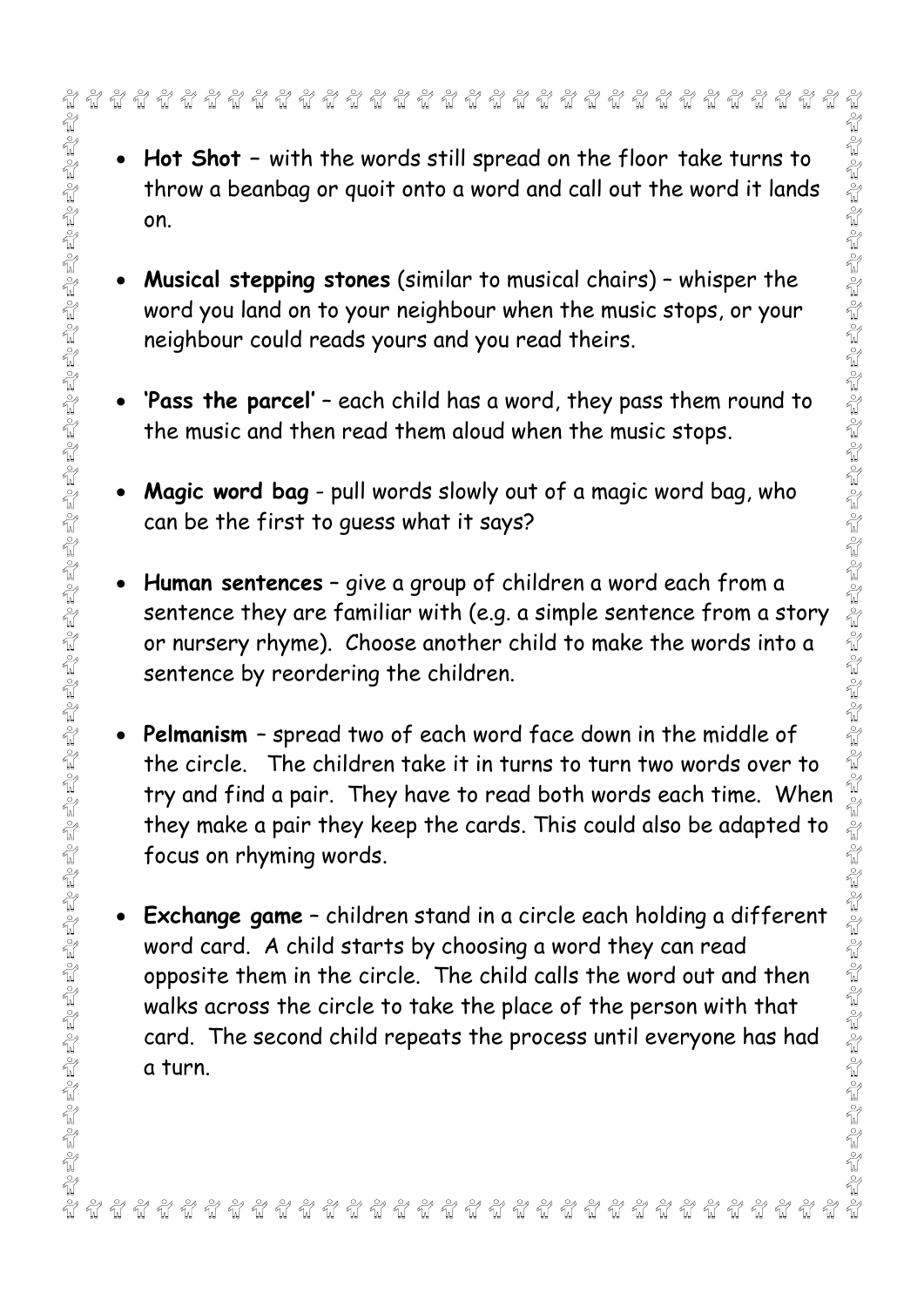- **Hot Shot** – with the words still spread on the floor take turns to throw a beanbag or quoit onto a word and call out the word it lands on.

- **Musical stepping stones** (similar to musical chairs) – whisper the word you land on to your neighbour when the music stops, or your neighbour could reads yours and you read theirs.

- **'Pass the parcel'** – each child has a word, they pass them round to the music and then read them aloud when the music stops.

- **Magic word bag** - pull words slowly out of a magic word bag, who can be the first to guess what it says?

- **Human sentences** – give a group of children a word each from a sentence they are familiar with (e.g. a simple sentence from a story or nursery rhyme). Choose another child to make the words into a sentence by reordering the children.

- **Pelmanism** – spread two of each word face down in the middle of the circle. The children take it in turns to turn two words over to try and find a pair. They have to read both words each time. When they make a pair they keep the cards. This could also be adapted to focus on rhyming words.

- **Exchange game** – children stand in a circle each holding a different word card. A child starts by choosing a word they can read opposite them in the circle. The child calls the word out and then walks across the circle to take the place of the person with that card. The second child repeats the process until everyone has had a turn.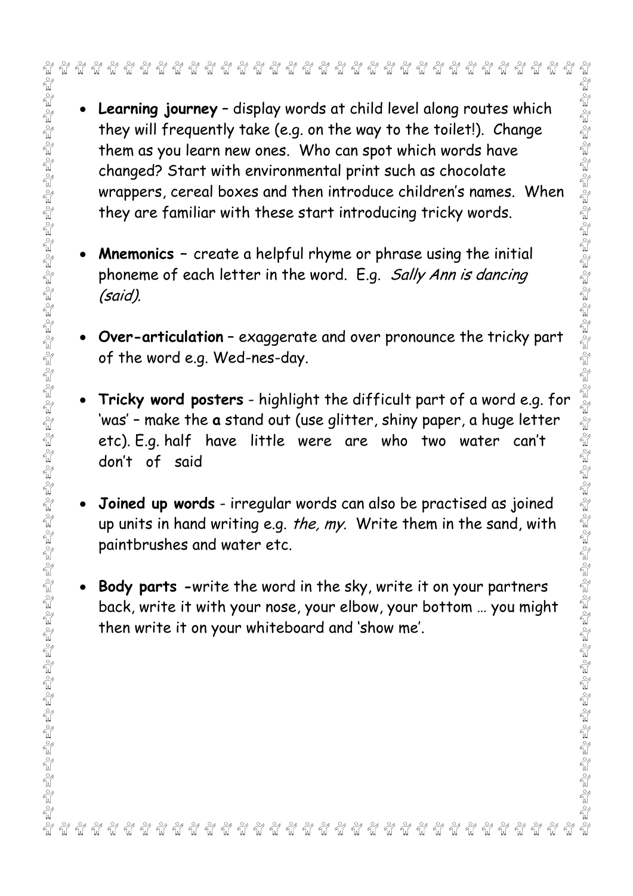- **Learning journey** – display words at child level along routes which they will frequently take (e.g. on the way to the toilet!). Change them as you learn new ones. Who can spot which words have changed? Start with environmental print such as chocolate wrappers, cereal boxes and then introduce children's names. When they are familiar with these start introducing tricky words.

- **Mnemonics** – create a helpful rhyme or phrase using the initial phoneme of each letter in the word. E.g. *Sally Ann is dancing (said).*

- **Over-articulation** – exaggerate and over pronounce the tricky part of the word e.g. Wed-nes-day.

- **Tricky word posters** - highlight the difficult part of a word e.g. for 'was' – make the **a** stand out (use glitter, shiny paper, a huge letter etc). E.g. half have little were are who two water can't don't of said

- **Joined up words** - irregular words can also be practised as joined up units in hand writing e.g. *the, my.* Write them in the sand, with paintbrushes and water etc.

- **Body parts** -write the word in the sky, write it on your partners back, write it with your nose, your elbow, your bottom … you might then write it on your whiteboard and 'show me'.